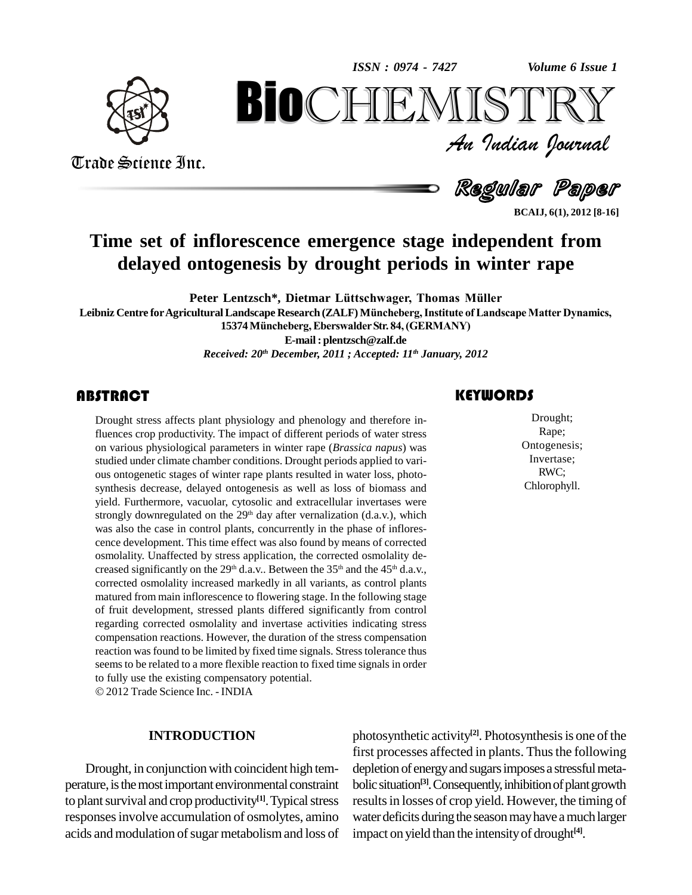# Time set of inflorescence emergence stage independent from delayed ontogenesis by drought periods in winter rape

**Peter Lentzsch*, Dietmar Lüttschwager, Thomas Müller**

Leibniz Centre for Agricultural Landscape Research (ZALF) Müncheberg, Institute of Landscape Matter Dynamics, 15374 Müncheberg, Eberswalder Str. 84, (GERMANY)

E-mail : plentzsch@zalf.de

*Received: 20th December, 2011 ; Accepted: 11th January, 2012*

## ABSTRACT

Drought stress affects plant physiology and phenology and therefore influences crop productivity. The impact of different periods of water stress on various physiological parameters in winter rape (*Brassica napus*) was studied under climate chamber conditions. Drought periods applied to various ontogenetic stages of winter rape plants resulted in water loss, photosynthesis decrease, delayed ontogenesis as well as loss of biomass and yield. Furthermore, vacuolar, cytosolic and extracellular invertases were strongly downregulated on the 29th day after vernalization (d.a.v.), which was also the case in control plants, concurrently in the phase of inflorescence development. This time effect was also found by means of corrected osmolality. Unaffected by stress application, the corrected osmolality decreased significantly on the 29th d.a.v.. Between the 35th and the 45th d.a.v., corrected osmolality increased markedly in all variants, as control plants matured from main inflorescence to flowering stage. In the following stage of fruit development, stressed plants differed significantly from control regarding corrected osmolality and invertase activities indicating stress compensation reactions. However, the duration of the stress compensation reaction was found to be limited by fixed time signals. Stress tolerance thus seems to be related to a more flexible reaction to fixed time signals in order to fully use the existing compensatory potential.

© 2012 Trade Science Inc. - INDIA

## KEYWORDS

Drought;
Rape;
Ontogenesis;
Invertase;
RWC;
Chlorophyll.

## INTRODUCTION

Drought, in conjunction with coincident high temperature, is the most important environmental constraint to plant survival and crop productivity[1]. Typical stress responses involve accumulation of osmolytes, amino acids and modulation of sugar metabolism and loss of photosynthetic activity[2]. Photosynthesis is one of the first processes affected in plants. Thus the following depletion of energy and sugars imposes a stressful metabolic situation[3]. Consequently, inhibition of plant growth results in losses of crop yield. However, the timing of water deficits during the season may have a much larger impact on yield than the intensity of drought[4].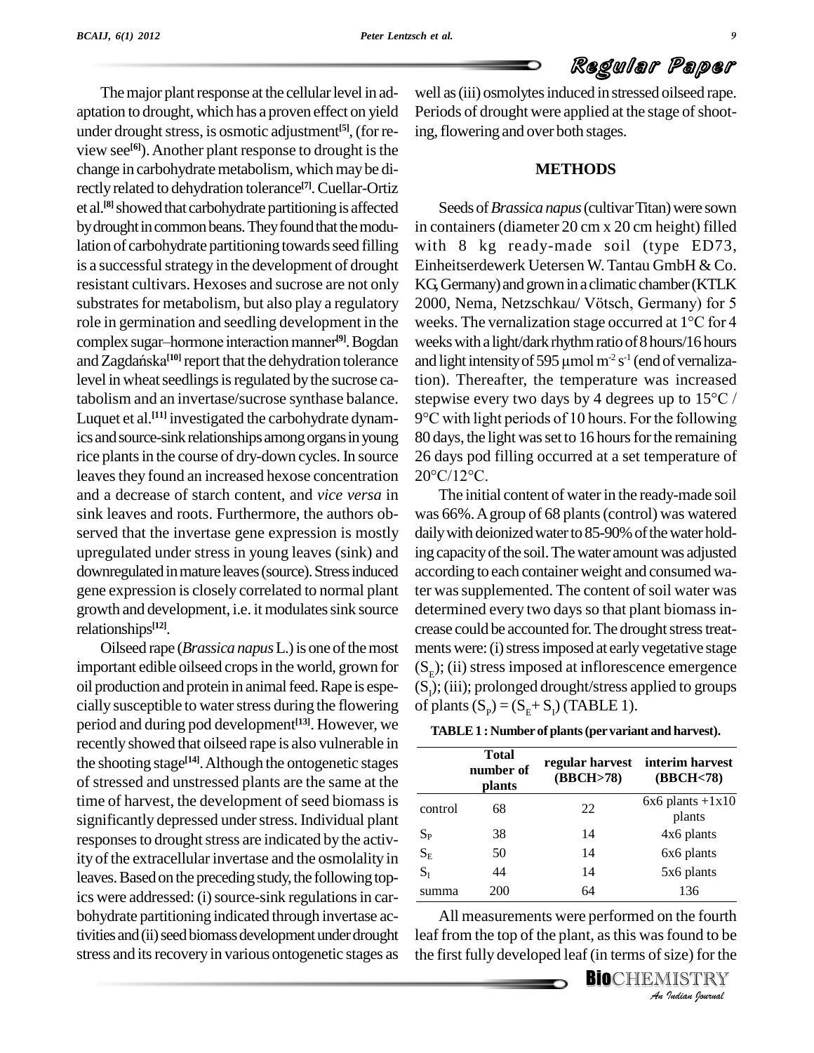The major plant response at the cellular level in adaptation to drought, which has a proven effect on yield under drought stress, is osmotic adjustment[5], (for review see[6]). Another plant response to drought is the change in carbohydrate metabolism, which may be directly related to dehydration tolerance[7]. Cuellar-Ortiz et al.[8] showed that carbohydrate partitioning is affected by drought in common beans. They found that the modulation of carbohydrate partitioning towards seed filling is a successful strategy in the development of drought resistant cultivars. Hexoses and sucrose are not only substrates for metabolism, but also play a regulatory role in germination and seedling development in the complex sugar–hormone interaction manner[9]. Bogdan and Zagdańska[10] report that the dehydration tolerance level in wheat seedlings is regulated by the sucrose catabolism and an invertase/sucrose synthase balance. Luquet et al.[11] investigated the carbohydrate dynamics and source-sink relationships among organs in young rice plants in the course of dry-down cycles. In source leaves they found an increased hexose concentration and a decrease of starch content, and *vice versa* in sink leaves and roots. Furthermore, the authors observed that the invertase gene expression is mostly upregulated under stress in young leaves (sink) and downregulated in mature leaves (source). Stress induced gene expression is closely correlated to normal plant growth and development, i.e. it modulates sink source relationships[12].

Oilseed rape (*Brassica napus* L.) is one of the most important edible oilseed crops in the world, grown for oil production and protein in animal feed. Rape is especially susceptible to water stress during the flowering period and during pod development[13]. However, we recently showed that oilseed rape is also vulnerable in the shooting stage[14]. Although the ontogenetic stages of stressed and unstressed plants are the same at the time of harvest, the development of seed biomass is significantly depressed under stress. Individual plant responses to drought stress are indicated by the activity of the extracellular invertase and the osmolality in leaves. Based on the preceding study, the following topics were addressed: (i) source-sink regulations in carbohydrate partitioning indicated through invertase activities and (ii) seed biomass development under drought stress and its recovery in various ontogenetic stages as well as (iii) osmolytes induced in stressed oilseed rape. Periods of drought were applied at the stage of shooting, flowering and over both stages.

## METHODS

Seeds of *Brassica napus* (cultivar Titan) were sown in containers (diameter 20 cm x 20 cm height) filled with 8 kg ready-made soil (type ED73, Einheitserdewerk Uetersen W. Tantau GmbH & Co. KG, Germany) and grown in a climatic chamber (KTLK 2000, Nema, Netzschkau/ Vötsch, Germany) for 5 weeks. The vernalization stage occurred at 1°C for 4 weeks with a light/dark rhythm ratio of 8 hours/16 hours and light intensity of 595 µmol m$^{-2}$ s$^{-1}$ (end of vernalization). Thereafter, the temperature was increased stepwise every two days by 4 degrees up to 15°C / 9°C with light periods of 10 hours. For the following 80 days, the light was set to 16 hours for the remaining 26 days pod filling occurred at a set temperature of 20°C/12°C.

The initial content of water in the ready-made soil was 66%. A group of 68 plants (control) was watered daily with deionized water to 85-90% of the water holding capacity of the soil. The water amount was adjusted according to each container weight and consumed water was supplemented. The content of soil water was determined every two days so that plant biomass increase could be accounted for. The drought stress treatments were: (i) stress imposed at early vegetative stage ($S_E$); (ii) stress imposed at inflorescence emergence ($S_I$); (iii); prolonged drought/stress applied to groups of plants ($S_P$) = ($S_E$+ $S_I$) (TABLE 1).

**TABLE 1 : Number of plants (per variant and harvest).**

| | Total number of plants | regular harvest (BBCH>78) | interim harvest (BBCH<78) |
|---|---|---|---|
| control | 68 | 22 | 6x6 plants +1x10 plants |
| $S_P$ | 38 | 14 | 4x6 plants |
| $S_E$ | 50 | 14 | 6x6 plants |
| $S_I$ | 44 | 14 | 5x6 plants |
| summa | 200 | 64 | 136 |

All measurements were performed on the fourth leaf from the top of the plant, as this was found to be the first fully developed leaf (in terms of size) for the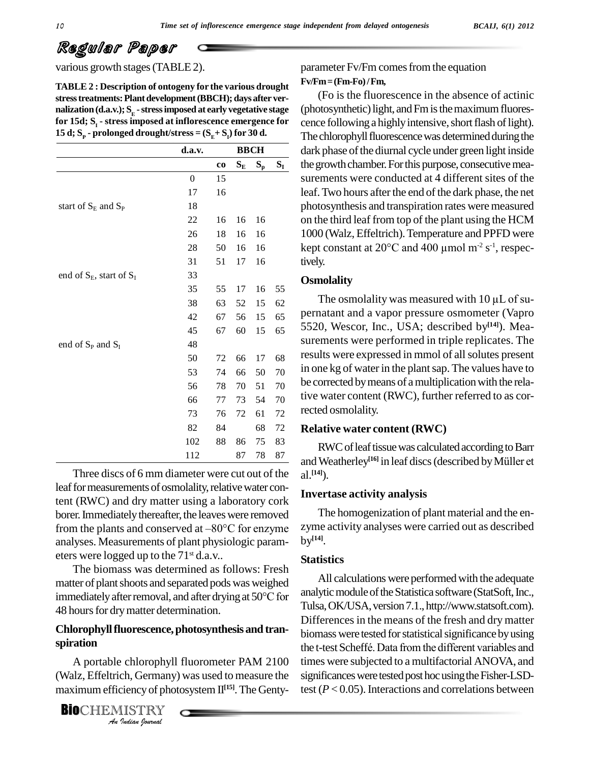various growth stages (TABLE 2).

**TABLE 2 : Description of ontogeny for the various drought stress treatments: Plant development (BBCH); days after vernalization (d.a.v.); $S_E$ - stress imposed at early vegetative stage for 15d; $S_I$ - stress imposed at inflorescence emergence for 15 d; $S_P$ - prolonged drought/stress = ($S_E$ + $S_I$) for 30 d.**

| | d.a.v. | BBCH | | | |
|---|---|---|---|---|---|
| | | co | $S_E$ | $S_p$ | $S_I$ |
| | 0 | 15 | | | |
| | 17 | 16 | | | |
| start of $S_E$ and $S_P$ | 18 | | | | |
| | 22 | 16 | 16 | 16 | |
| | 26 | 18 | 16 | 16 | |
| | 28 | 50 | 16 | 16 | |
| | 31 | 51 | 17 | 16 | |
| end of $S_E$, start of $S_I$ | 33 | | | | |
| | 35 | 55 | 17 | 16 | 55 |
| | 38 | 63 | 52 | 15 | 62 |
| | 42 | 67 | 56 | 15 | 65 |
| | 45 | 67 | 60 | 15 | 65 |
| end of $S_P$ and $S_I$ | 48 | | | | |
| | 50 | 72 | 66 | 17 | 68 |
| | 53 | 74 | 66 | 50 | 70 |
| | 56 | 78 | 70 | 51 | 70 |
| | 66 | 77 | 73 | 54 | 70 |
| | 73 | 76 | 72 | 61 | 72 |
| | 82 | 84 | | 68 | 72 |
| | 102 | 88 | 86 | 75 | 83 |
| | 112 | | 87 | 78 | 87 |

Three discs of 6 mm diameter were cut out of the leaf for measurements of osmolality, relative water content (RWC) and dry matter using a laboratory cork borer. Immediately thereafter, the leaves were removed from the plants and conserved at –80°C for enzyme analyses. Measurements of plant physiologic parameters were logged up to the 71st d.a.v..

The biomass was determined as follows: Fresh matter of plant shoots and separated pods was weighed immediately after removal, and after drying at 50°C for 48 hours for dry matter determination.

## Chlorophyll fluorescence, photosynthesis and transpiration

A portable chlorophyll fluorometer PAM 2100 (Walz, Effeltrich, Germany) was used to measure the maximum efficiency of photosystem II[15]. The Genty-parameter Fv/Fm comes from the equation

**Fv/Fm = (Fm-Fo) / Fm,**

(Fo is the fluorescence in the absence of actinic (photosynthetic) light, and Fm is the maximum fluorescence following a highly intensive, short flash of light). The chlorophyll fluorescence was determined during the dark phase of the diurnal cycle under green light inside the growth chamber. For this purpose, consecutive measurements were conducted at 4 different sites of the leaf. Two hours after the end of the dark phase, the net photosynthesis and transpiration rates were measured on the third leaf from top of the plant using the HCM 1000 (Walz, Effeltrich). Temperature and PPFD were kept constant at 20°C and 400 µmol $m^{-2}$ $s^{-1}$, respectively.

## Osmolality

The osmolality was measured with 10 µL of supernatant and a vapor pressure osmometer (Vapro 5520, Wescor, Inc., USA; described by[14]). Measurements were performed in triple replicates. The results were expressed in mmol of all solutes present in one kg of water in the plant sap. The values have to be corrected by means of a multiplication with the relative water content (RWC), further referred to as corrected osmolality.

## Relative water content (RWC)

RWC of leaf tissue was calculated according to Barr and Weatherley[16] in leaf discs (described by Müller et al.[14]).

## Invertase activity analysis

The homogenization of plant material and the enzyme activity analyses were carried out as described by[14].

## Statistics

All calculations were performed with the adequate analytic module of the Statistica software (StatSoft, Inc., Tulsa, OK/USA, version 7.1., http://www.statsoft.com). Differences in the means of the fresh and dry matter biomass were tested for statistical significance by using the t-test Scheffé. Data from the different variables and times were subjected to a multifactorial ANOVA, and significances were tested post hoc using the Fisher-LSD-test ($P < 0.05$). Interactions and correlations between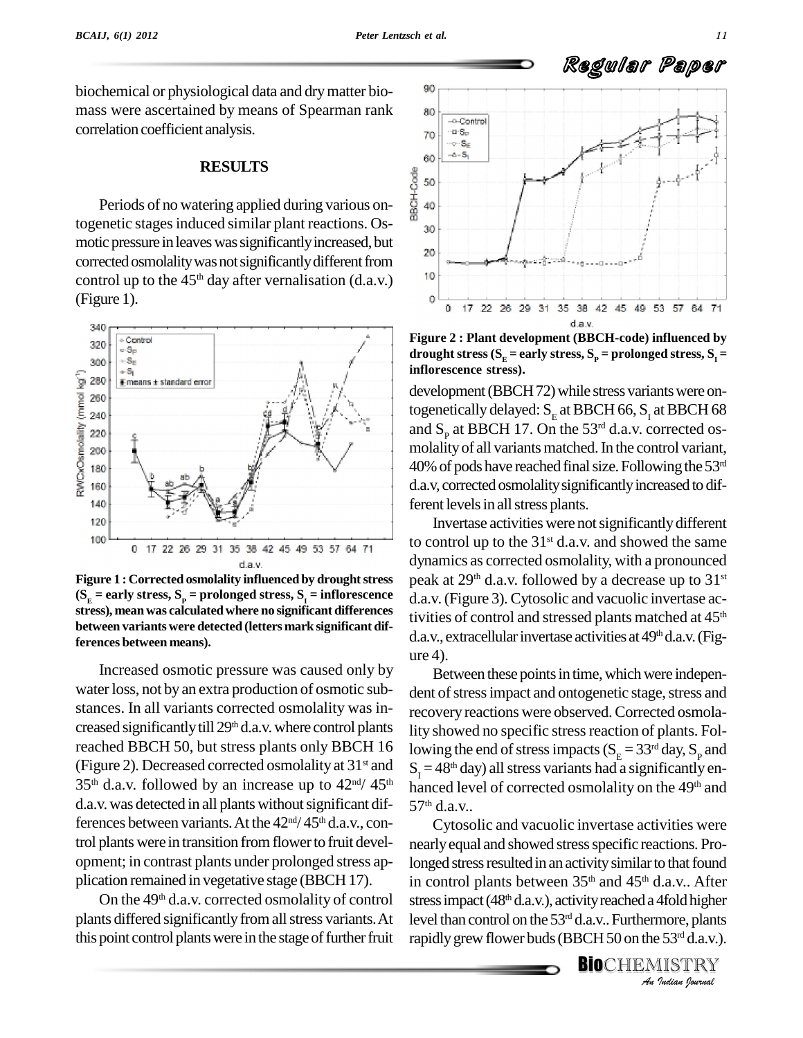biochemical or physiological data and dry matter biomass were ascertained by means of Spearman rank correlation coefficient analysis.

## RESULTS

Periods of no watering applied during various ontogenetic stages induced similar plant reactions. Osmotic pressure in leaves was significantly increased, but corrected osmolality was not significantly different from control up to the 45th day after vernalisation (d.a.v.) (Figure 1).

**Figure 1 : Corrected osmolality influenced by drought stress ($S_E$ = early stress, $S_P$ = prolonged stress, $S_I$ = inflorescence stress), mean was calculated where no significant differences between variants were detected (letters mark significant differences between means).**

Increased osmotic pressure was caused only by water loss, not by an extra production of osmotic substances. In all variants corrected osmolality was increased significantly till 29th d.a.v. where control plants reached BBCH 50, but stress plants only BBCH 16 (Figure 2). Decreased corrected osmolality at 31st and 35th d.a.v. followed by an increase up to 42nd/ 45th d.a.v. was detected in all plants without significant differences between variants. At the 42nd/ 45th d.a.v., control plants were in transition from flower to fruit development; in contrast plants under prolonged stress application remained in vegetative stage (BBCH 17).

On the 49th d.a.v. corrected osmolality of control plants differed significantly from all stress variants. At this point control plants were in the stage of further fruit development (BBCH 72) while stress variants were ontogenetically delayed: $S_E$ at BBCH 66, $S_I$ at BBCH 68 and $S_P$ at BBCH 17. On the 53rd d.a.v. corrected osmolality of all variants matched. In the control variant, 40% of pods have reached final size. Following the 53rd d.a.v, corrected osmolality significantly increased to different levels in all stress plants.

**Figure 2 : Plant development (BBCH-code) influenced by drought stress ($S_E$ = early stress, $S_P$ = prolonged stress, $S_I$ = inflorescence stress).**

Invertase activities were not significantly different to control up to the 31st d.a.v. and showed the same dynamics as corrected osmolality, with a pronounced peak at 29th d.a.v. followed by a decrease up to 31st d.a.v. (Figure 3). Cytosolic and vacuolic invertase activities of control and stressed plants matched at 45th d.a.v., extracellular invertase activities at 49th d.a.v. (Figure 4).

Between these points in time, which were independent of stress impact and ontogenetic stage, stress and recovery reactions were observed. Corrected osmolality showed no specific stress reaction of plants. Following the end of stress impacts ($S_E$ = 33rd day, $S_P$ and $S_I$ = 48th day) all stress variants had a significantly enhanced level of corrected osmolality on the 49th and 57th d.a.v..

Cytosolic and vacuolic invertase activities were nearly equal and showed stress specific reactions. Prolonged stress resulted in an activity similar to that found in control plants between 35th and 45th d.a.v.. After stress impact (48th d.a.v.), activity reached a 4fold higher level than control on the 53rd d.a.v.. Furthermore, plants rapidly grew flower buds (BBCH 50 on the 53rd d.a.v.).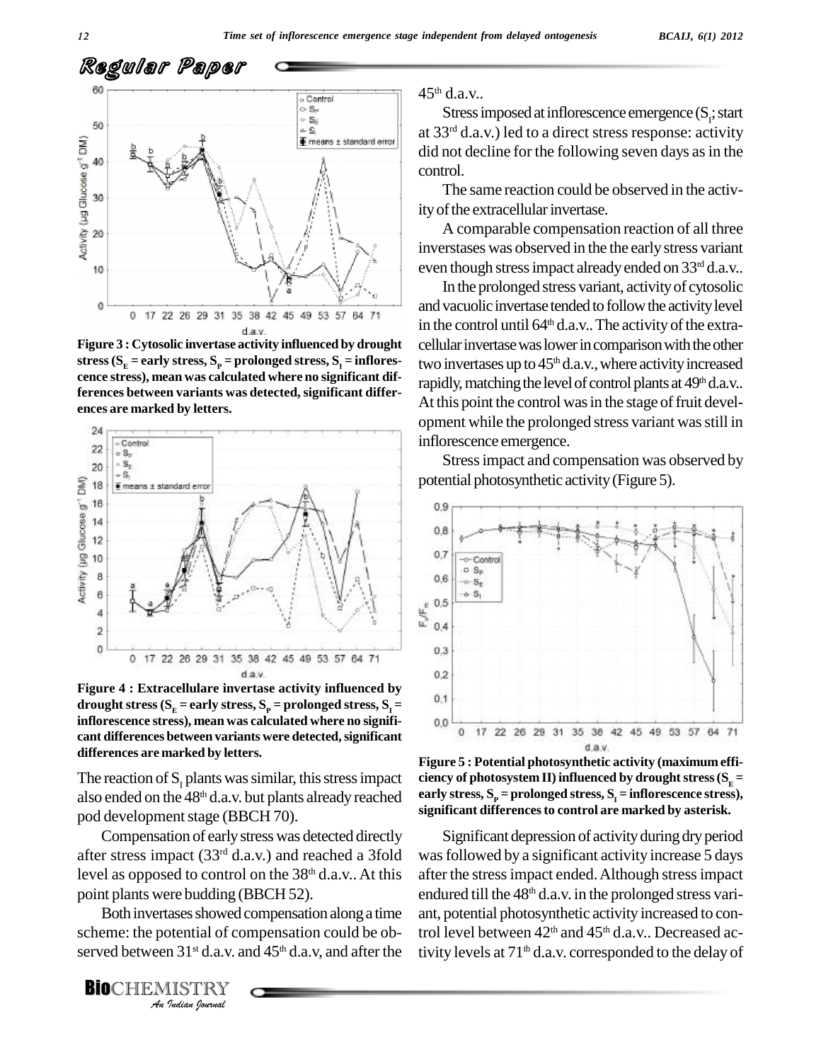Figure 3 : Cytosolic invertase activity influenced by drought stress ($S_E$ = early stress, $S_P$ = prolonged stress, $S_I$ = inflorescence stress), mean was calculated where no significant differences between variants was detected, significant differences are marked by letters.

Figure 4 : Extracellulare invertase activity influenced by drought stress ($S_E$ = early stress, $S_P$ = prolonged stress, $S_I$ = inflorescence stress), mean was calculated where no significant differences between variants were detected, significant differences are marked by letters.

The reaction of $S_I$ plants was similar, this stress impact also ended on the 48th d.a.v. but plants already reached pod development stage (BBCH 70).

Compensation of early stress was detected directly after stress impact (33rd d.a.v.) and reached a 3fold level as opposed to control on the 38th d.a.v.. At this point plants were budding (BBCH 52).

Both invertases showed compensation along a time scheme: the potential of compensation could be observed between 31st d.a.v. and 45th d.a.v, and after the 45th d.a.v..

Stress imposed at inflorescence emergence ($S_I$; start at 33rd d.a.v.) led to a direct stress response: activity did not decline for the following seven days as in the control.

The same reaction could be observed in the activity of the extracellular invertase.

A comparable compensation reaction of all three inverstases was observed in the the early stress variant even though stress impact already ended on 33rd d.a.v..

In the prolonged stress variant, activity of cytosolic and vacuolic invertase tended to follow the activity level in the control until 64th d.a.v.. The activity of the extracellular invertase was lower in comparison with the other two invertases up to 45th d.a.v., where activity increased rapidly, matching the level of control plants at 49th d.a.v.. At this point the control was in the stage of fruit development while the prolonged stress variant was still in inflorescence emergence.

Stress impact and compensation was observed by potential photosynthetic activity (Figure 5).

Figure 5 : Potential photosynthetic activity (maximum efficiency of photosystem II) influenced by drought stress ($S_E$ = early stress, $S_P$ = prolonged stress, $S_I$ = inflorescence stress), significant differences to control are marked by asterisk.

Significant depression of activity during dry period was followed by a significant activity increase 5 days after the stress impact ended. Although stress impact endured till the 48th d.a.v. in the prolonged stress variant, potential photosynthetic activity increased to control level between 42th and 45th d.a.v.. Decreased activity levels at 71th d.a.v. corresponded to the delay of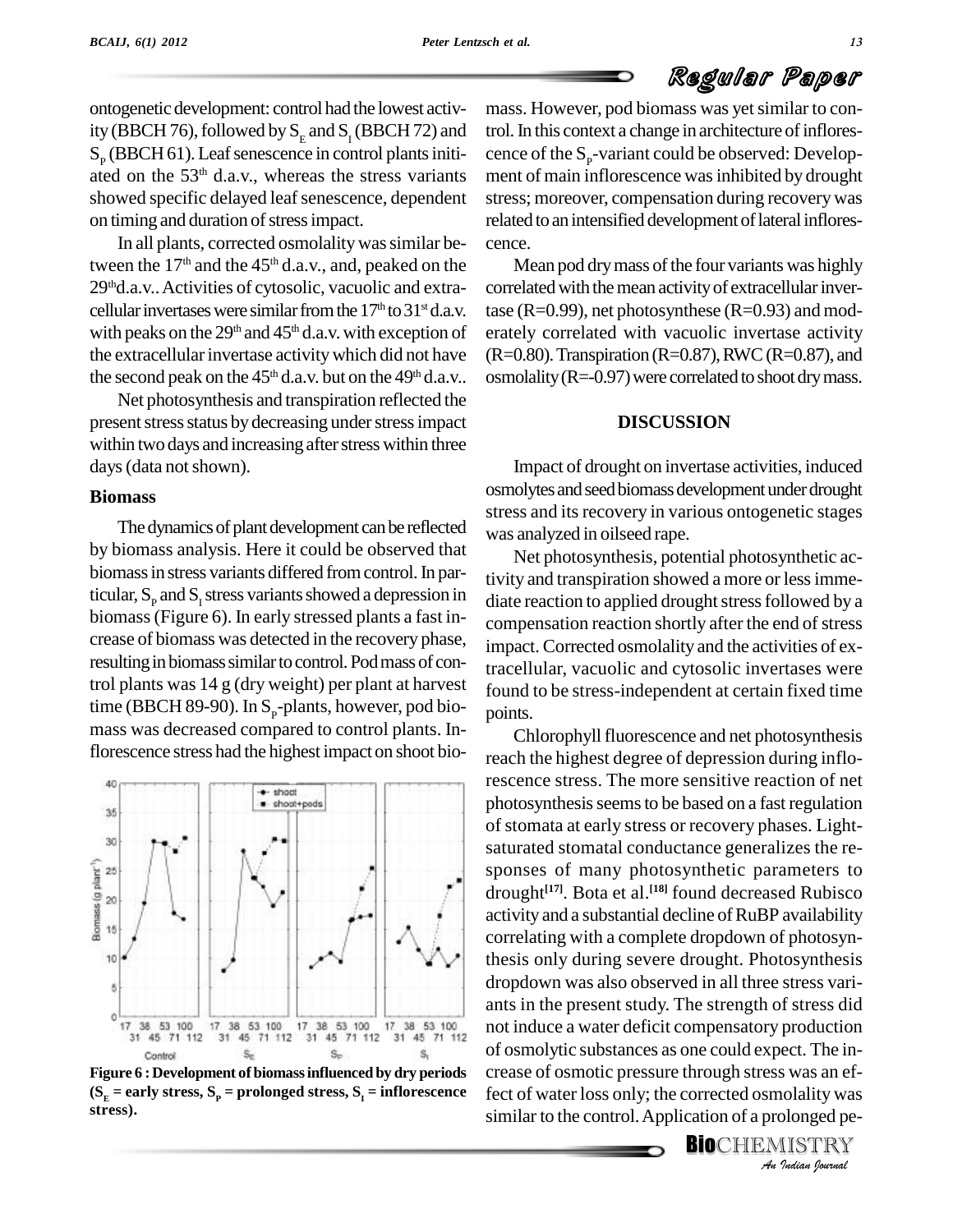ontogenetic development: control had the lowest activity (BBCH 76), followed by $S_E$ and $S_I$ (BBCH 72) and $S_P$ (BBCH 61). Leaf senescence in control plants initiated on the 53[th] d.a.v., whereas the stress variants showed specific delayed leaf senescence, dependent on timing and duration of stress impact.

In all plants, corrected osmolality was similar between the 17[th] and the 45[th] d.a.v., and, peaked on the 29[th]d.a.v.. Activities of cytosolic, vacuolic and extracellular invertases were similar from the 17[th] to 31[st] d.a.v. with peaks on the 29[th] and 45[th] d.a.v. with exception of the extracellular invertase activity which did not have the second peak on the 45[th] d.a.v. but on the 49[th] d.a.v..

Net photosynthesis and transpiration reflected the present stress status by decreasing under stress impact within two days and increasing after stress within three days (data not shown).

### Biomass

The dynamics of plant development can be reflected by biomass analysis. Here it could be observed that biomass in stress variants differed from control. In particular, $S_P$ and $S_I$ stress variants showed a depression in biomass (Figure 6). In early stressed plants a fast increase of biomass was detected in the recovery phase, resulting in biomass similar to control. Pod mass of control plants was 14 g (dry weight) per plant at harvest time (BBCH 89-90). In $S_P$-plants, however, pod biomass was decreased compared to control plants. Inflorescence stress had the highest impact on shoot biomass. However, pod biomass was yet similar to control. In this context a change in architecture of inflorescence of the $S_P$-variant could be observed: Development of main inflorescence was inhibited by drought stress; moreover, compensation during recovery was related to an intensified development of lateral inflorescence.

**Figure 6 : Development of biomass influenced by dry periods ($S_E$ = early stress, $S_P$ = prolonged stress, $S_I$ = inflorescence stress).**

Mean pod dry mass of the four variants was highly correlated with the mean activity of extracellular invertase (R=0.99), net photosynthese (R=0.93) and moderately correlated with vacuolic invertase activity (R=0.80). Transpiration (R=0.87), RWC (R=0.87), and osmolality (R=-0.97) were correlated to shoot dry mass.

## DISCUSSION

Impact of drought on invertase activities, induced osmolytes and seed biomass development under drought stress and its recovery in various ontogenetic stages was analyzed in oilseed rape.

Net photosynthesis, potential photosynthetic activity and transpiration showed a more or less immediate reaction to applied drought stress followed by a compensation reaction shortly after the end of stress impact. Corrected osmolality and the activities of extracellular, vacuolic and cytosolic invertases were found to be stress-independent at certain fixed time points.

Chlorophyll fluorescence and net photosynthesis reach the highest degree of depression during inflorescence stress. The more sensitive reaction of net photosynthesis seems to be based on a fast regulation of stomata at early stress or recovery phases. Light-saturated stomatal conductance generalizes the responses of many photosynthetic parameters to drought[17]. Bota et al.[18] found decreased Rubisco activity and a substantial decline of RuBP availability correlating with a complete dropdown of photosynthesis only during severe drought. Photosynthesis dropdown was also observed in all three stress variants in the present study. The strength of stress did not induce a water deficit compensatory production of osmolytic substances as one could expect. The increase of osmotic pressure through stress was an effect of water loss only; the corrected osmolality was similar to the control. Application of a prolonged pe-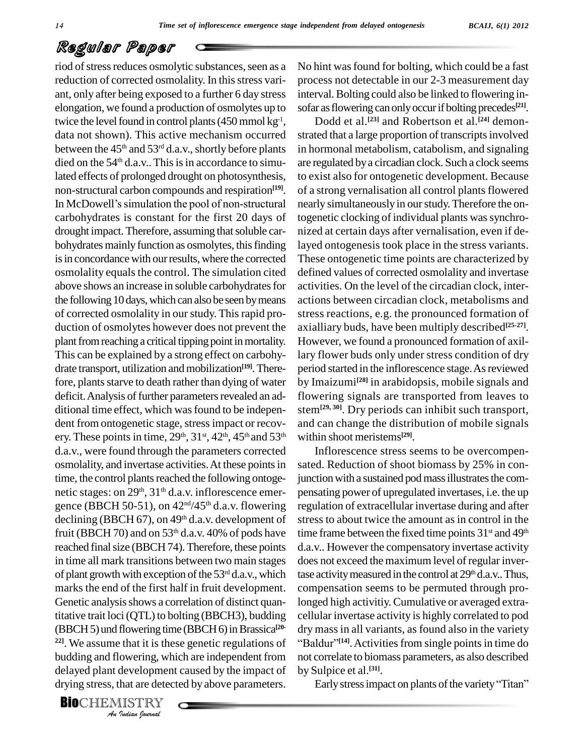riod of stress reduces osmolytic substances, seen as a reduction of corrected osmolality. In this stress variant, only after being exposed to a further 6 day stress elongation, we found a production of osmolytes up to twice the level found in control plants (450 mmol $kg^{-1}$, data not shown). This active mechanism occurred between the $45^{th}$ and $53^{rd}$ d.a.v., shortly before plants died on the $54^{th}$ d.a.v.. This is in accordance to simulated effects of prolonged drought on photosynthesis, non-structural carbon compounds and respiration[19]. In McDowell's simulation the pool of non-structural carbohydrates is constant for the first 20 days of drought impact. Therefore, assuming that soluble carbohydrates mainly function as osmolytes, this finding is in concordance with our results, where the corrected osmolality equals the control. The simulation cited above shows an increase in soluble carbohydrates for the following 10 days, which can also be seen by means of corrected osmolality in our study. This rapid production of osmolytes however does not prevent the plant from reaching a critical tipping point in mortality. This can be explained by a strong effect on carbohydrate transport, utilization and mobilization[19]. Therefore, plants starve to death rather than dying of water deficit. Analysis of further parameters revealed an additional time effect, which was found to be independent from ontogenetic stage, stress impact or recovery. These points in time, $29^{th}$, $31^{st}$, $42^{th}$, $45^{th}$ and $53^{th}$ d.a.v., were found through the parameters corrected osmolality, and invertase activities. At these points in time, the control plants reached the following ontogenetic stages: on $29^{th}$, $31^{th}$ d.a.v. inflorescence emergence (BBCH 50-51), on $42^{nd}$/$45^{th}$ d.a.v. flowering declining (BBCH 67), on $49^{th}$ d.a.v. development of fruit (BBCH 70) and on $53^{th}$ d.a.v. 40% of pods have reached final size (BBCH 74). Therefore, these points in time all mark transitions between two main stages of plant growth with exception of the $53^{rd}$ d.a.v., which marks the end of the first half in fruit development. Genetic analysis shows a correlation of distinct quantitative trait loci (QTL) to bolting (BBCH3), budding (BBCH 5) und flowering time (BBCH 6) in Brassica[20-22]. We assume that it is these genetic regulations of budding and flowering, which are independent from delayed plant development caused by the impact of drying stress, that are detected by above parameters. No hint was found for bolting, which could be a fast process not detectable in our 2-3 measurement day interval. Bolting could also be linked to flowering insofar as flowering can only occur if bolting precedes[21].

Dodd et al.[23] and Robertson et al.[24] demonstrated that a large proportion of transcripts involved in hormonal metabolism, catabolism, and signaling are regulated by a circadian clock. Such a clock seems to exist also for ontogenetic development. Because of a strong vernalisation all control plants flowered nearly simultaneously in our study. Therefore the ontogenetic clocking of individual plants was synchronized at certain days after vernalisation, even if delayed ontogenesis took place in the stress variants. These ontogenetic time points are characterized by defined values of corrected osmolality and invertase activities. On the level of the circadian clock, interactions between circadian clock, metabolisms and stress reactions, e.g. the pronounced formation of axialliary buds, have been multiply described[25-27]. However, we found a pronounced formation of axillary flower buds only under stress condition of dry period started in the inflorescence stage. As reviewed by Imaizumi[28] in arabidopsis, mobile signals and flowering signals are transported from leaves to stem[29, 30]. Dry periods can inhibit such transport, and can change the distribution of mobile signals within shoot meristems[29].

Inflorescence stress seems to be overcompensated. Reduction of shoot biomass by 25% in conjunction with a sustained pod mass illustrates the compensating power of upregulated invertases, i.e. the up regulation of extracellular invertase during and after stress to about twice the amount as in control in the time frame between the fixed time points $31^{st}$ and $49^{th}$ d.a.v.. However the compensatory invertase activity does not exceed the maximum level of regular invertase activity measured in the control at $29^{th}$ d.a.v.. Thus, compensation seems to be permuted through prolonged high activitiy. Cumulative or averaged extracellular invertase activity is highly correlated to pod dry mass in all variants, as found also in the variety "Baldur"[14]. Activities from single points in time do not correlate to biomass parameters, as also described by Sulpice et al.[31].

Early stress impact on plants of the variety "Titan"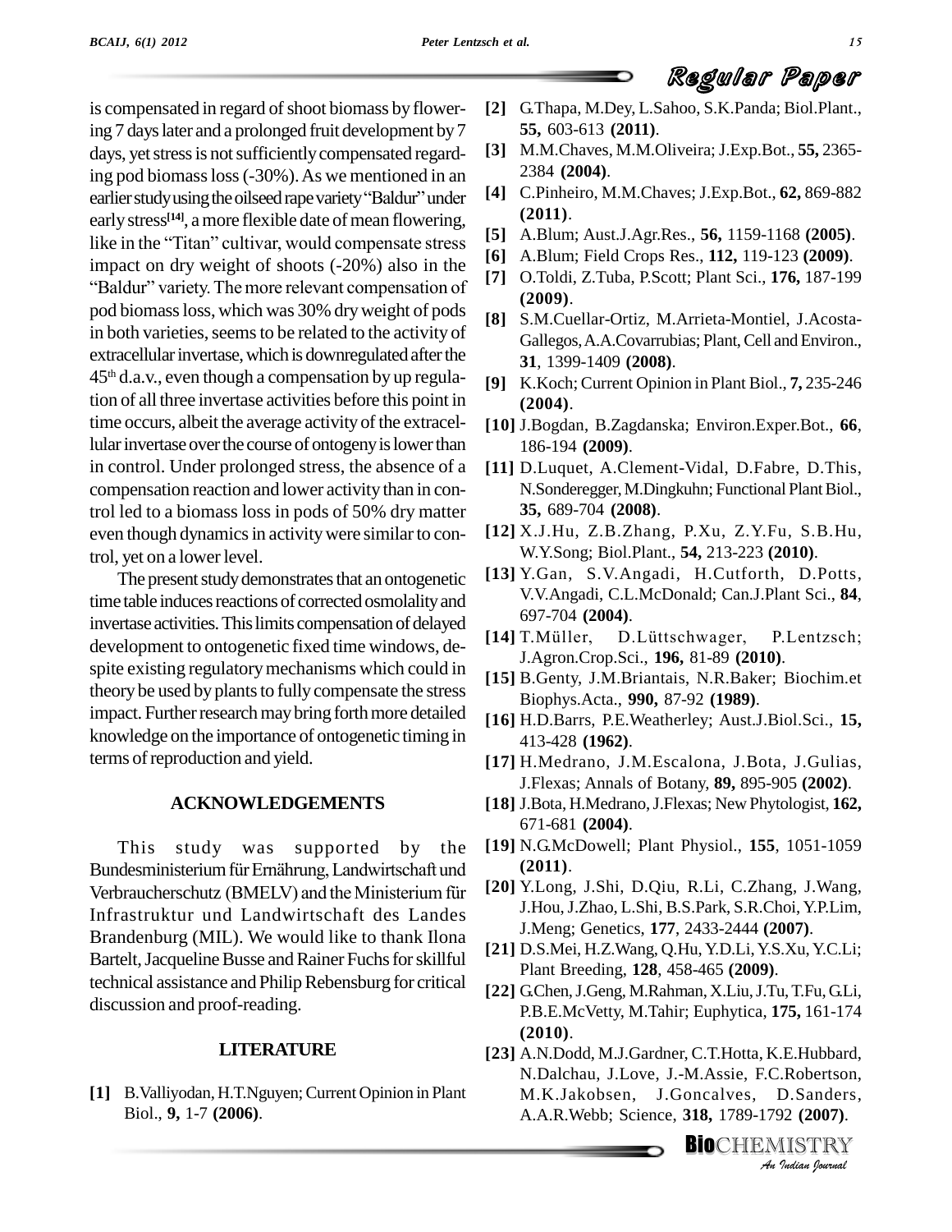is compensated in regard of shoot biomass by flowering 7 days later and a prolonged fruit development by 7 days, yet stress is not sufficiently compensated regarding pod biomass loss (-30%). As we mentioned in an earlier study using the oilseed rape variety "Baldur" under early stress[14], a more flexible date of mean flowering, like in the "Titan" cultivar, would compensate stress impact on dry weight of shoots (-20%) also in the "Baldur" variety. The more relevant compensation of pod biomass loss, which was 30% dry weight of pods in both varieties, seems to be related to the activity of extracellular invertase, which is downregulated after the $45^{th}$ d.a.v., even though a compensation by up regulation of all three invertase activities before this point in time occurs, albeit the average activity of the extracellular invertase over the course of ontogeny is lower than in control. Under prolonged stress, the absence of a compensation reaction and lower activity than in control led to a biomass loss in pods of 50% dry matter even though dynamics in activity were similar to control, yet on a lower level.

The present study demonstrates that an ontogenetic time table induces reactions of corrected osmolality and invertase activities. This limits compensation of delayed development to ontogenetic fixed time windows, despite existing regulatory mechanisms which could in theory be used by plants to fully compensate the stress impact. Further research may bring forth more detailed knowledge on the importance of ontogenetic timing in terms of reproduction and yield.

## ACKNOWLEDGEMENTS

This study was supported by the Bundesministerium für Ernährung, Landwirtschaft und Verbraucherschutz (BMELV) and the Ministerium für Infrastruktur und Landwirtschaft des Landes Brandenburg (MIL). We would like to thank Ilona Bartelt, Jacqueline Busse and Rainer Fuchs for skillful technical assistance and Philip Rebensburg for critical discussion and proof-reading.

## LITERATURE

**[1]** B.Valliyodan, H.T.Nguyen; Current Opinion in Plant Biol., **9,** 1-7 **(2006)**.

**[2]** G.Thapa, M.Dey, L.Sahoo, S.K.Panda; Biol.Plant., **55,** 603-613 **(2011)**.

**[3]** M.M.Chaves, M.M.Oliveira; J.Exp.Bot., **55,** 2365-2384 **(2004)**.

**[4]** C.Pinheiro, M.M.Chaves; J.Exp.Bot., **62,** 869-882 **(2011)**.

**[5]** A.Blum; Aust.J.Agr.Res., **56,** 1159-1168 **(2005)**.

**[6]** A.Blum; Field Crops Res., **112,** 119-123 **(2009)**.

**[7]** O.Toldi, Z.Tuba, P.Scott; Plant Sci., **176,** 187-199 **(2009)**.

**[8]** S.M.Cuellar-Ortiz, M.Arrieta-Montiel, J.Acosta-Gallegos, A.A.Covarrubias; Plant, Cell and Environ., **31**, 1399-1409 **(2008)**.

**[9]** K.Koch; Current Opinion in Plant Biol., **7,** 235-246 **(2004)**.

**[10]** J.Bogdan, B.Zagdanska; Environ.Exper.Bot., **66**, 186-194 **(2009)**.

**[11]** D.Luquet, A.Clement-Vidal, D.Fabre, D.This, N.Sonderegger, M.Dingkuhn; Functional Plant Biol., **35,** 689-704 **(2008)**.

**[12]** X.J.Hu, Z.B.Zhang, P.Xu, Z.Y.Fu, S.B.Hu, W.Y.Song; Biol.Plant., **54,** 213-223 **(2010)**.

**[13]** Y.Gan, S.V.Angadi, H.Cutforth, D.Potts, V.V.Angadi, C.L.McDonald; Can.J.Plant Sci., **84**, 697-704 **(2004)**.

**[14]** T.Müller, D.Lüttschwager, P.Lentzsch; J.Agron.Crop.Sci., **196,** 81-89 **(2010)**.

**[15]** B.Genty, J.M.Briantais, N.R.Baker; Biochim.et Biophys.Acta., **990,** 87-92 **(1989)**.

**[16]** H.D.Barrs, P.E.Weatherley; Aust.J.Biol.Sci., **15,** 413-428 **(1962)**.

**[17]** H.Medrano, J.M.Escalona, J.Bota, J.Gulias, J.Flexas; Annals of Botany, **89,** 895-905 **(2002)**.

**[18]** J.Bota, H.Medrano, J.Flexas; New Phytologist, **162,** 671-681 **(2004)**.

**[19]** N.G.McDowell; Plant Physiol., **155**, 1051-1059 **(2011)**.

**[20]** Y.Long, J.Shi, D.Qiu, R.Li, C.Zhang, J.Wang, J.Hou, J.Zhao, L.Shi, B.S.Park, S.R.Choi, Y.P.Lim, J.Meng; Genetics, **177**, 2433-2444 **(2007)**.

**[21]** D.S.Mei, H.Z.Wang, Q.Hu, Y.D.Li, Y.S.Xu, Y.C.Li; Plant Breeding, **128**, 458-465 **(2009)**.

**[22]** G.Chen, J.Geng, M.Rahman, X.Liu, J.Tu, T.Fu, G.Li, P.B.E.McVetty, M.Tahir; Euphytica, **175,** 161-174 **(2010)**.

**[23]** A.N.Dodd, M.J.Gardner, C.T.Hotta, K.E.Hubbard, N.Dalchau, J.Love, J.-M.Assie, F.C.Robertson, M.K.Jakobsen, J.Goncalves, D.Sanders, A.A.R.Webb; Science, **318,** 1789-1792 **(2007)**.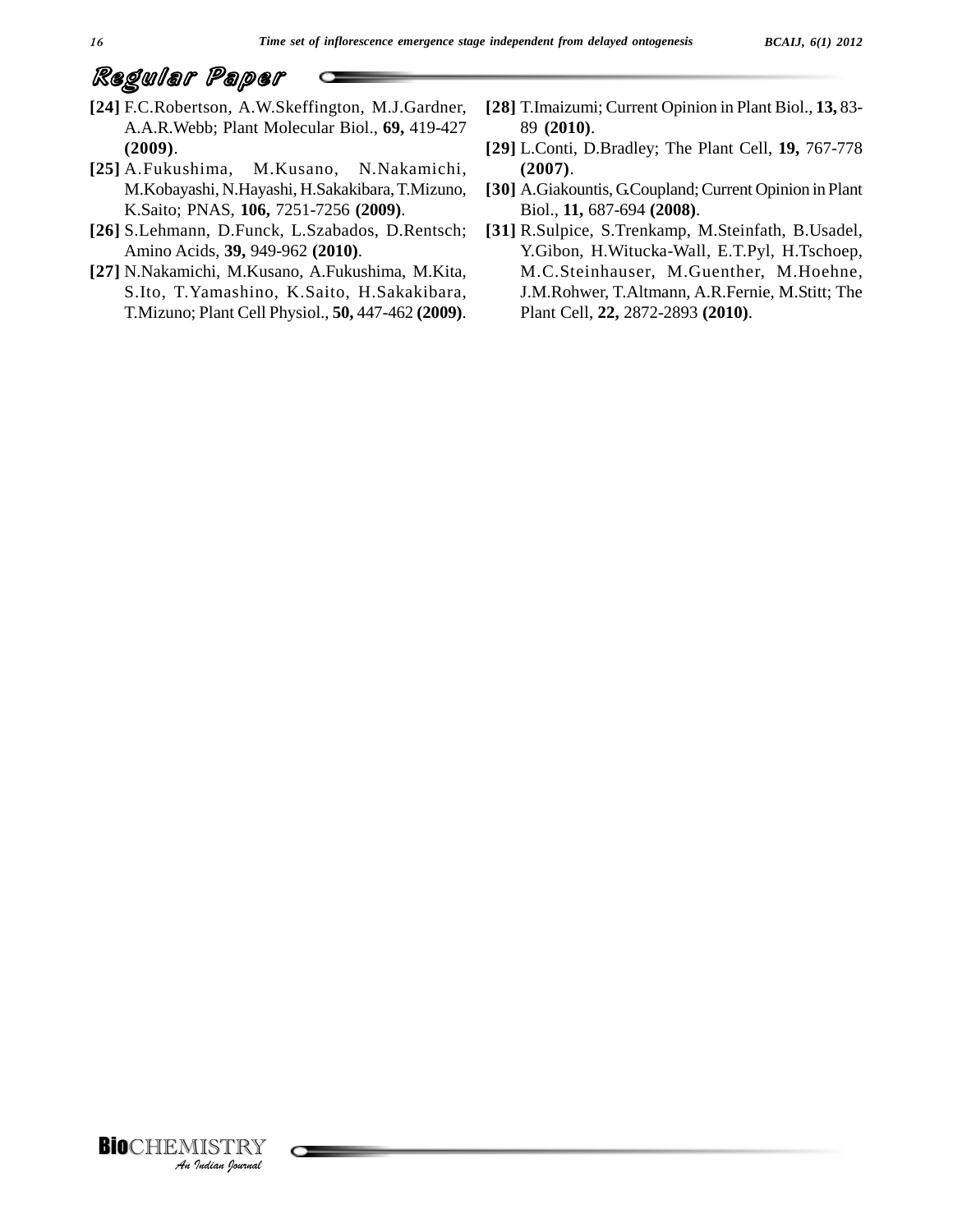[24] F.C.Robertson, A.W.Skeffington, M.J.Gardner, A.A.R.Webb; Plant Molecular Biol., **69,** 419-427 **(2009)**.

[25] A.Fukushima, M.Kusano, N.Nakamichi, M.Kobayashi, N.Hayashi, H.Sakakibara, T.Mizuno, K.Saito; PNAS, **106,** 7251-7256 **(2009)**.

[26] S.Lehmann, D.Funck, L.Szabados, D.Rentsch; Amino Acids, **39,** 949-962 **(2010)**.

[27] N.Nakamichi, M.Kusano, A.Fukushima, M.Kita, S.Ito, T.Yamashino, K.Saito, H.Sakakibara, T.Mizuno; Plant Cell Physiol., **50,** 447-462 **(2009)**.

[28] T.Imaizumi; Current Opinion in Plant Biol., **13,** 83-89 **(2010)**.

[29] L.Conti, D.Bradley; The Plant Cell, **19,** 767-778 **(2007)**.

[30] A.Giakountis, G.Coupland; Current Opinion in Plant Biol., **11,** 687-694 **(2008)**.

[31] R.Sulpice, S.Trenkamp, M.Steinfath, B.Usadel, Y.Gibon, H.Witucka-Wall, E.T.Pyl, H.Tschoep, M.C.Steinhauser, M.Guenther, M.Hoehne, J.M.Rohwer, T.Altmann, A.R.Fernie, M.Stitt; The Plant Cell, **22,** 2872-2893 **(2010)**.